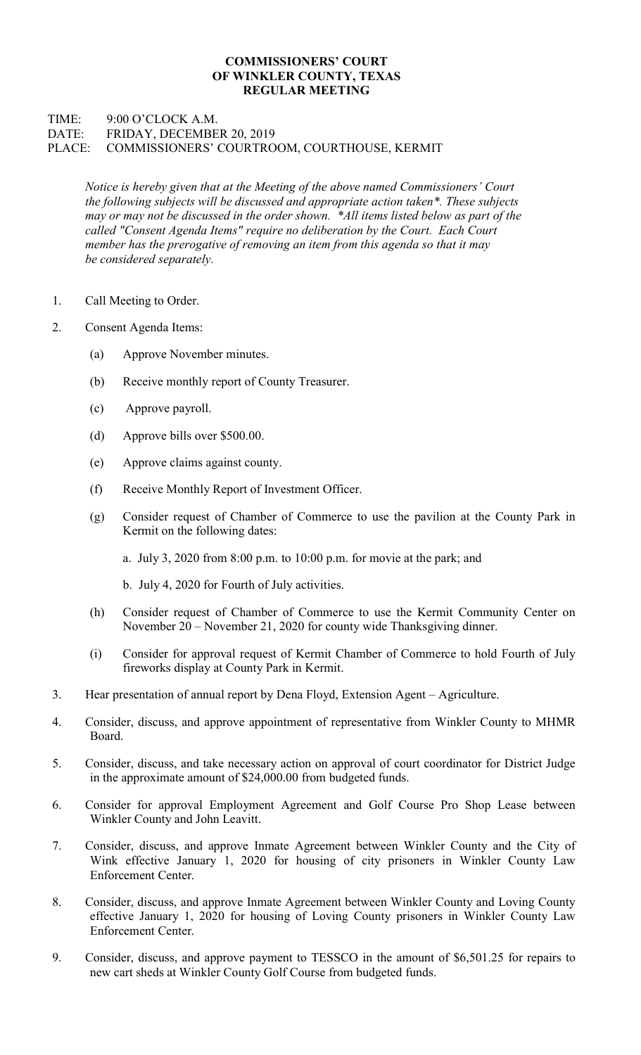**COMMISSIONERS' COURT**
**OF WINKLER COUNTY, TEXAS**
**REGULAR MEETING**

TIME: 9:00 O'CLOCK A.M.
DATE: FRIDAY, DECEMBER 20, 2019
PLACE: COMMISSIONERS' COURTROOM, COURTHOUSE, KERMIT

*Notice is hereby given that at the Meeting of the above named Commissioners' Court the following subjects will be discussed and appropriate action taken*. These subjects may or may not be discussed in the order shown. *All items listed below as part of the called "Consent Agenda Items" require no deliberation by the Court. Each Court member has the prerogative of removing an item from this agenda so that it may be considered separately.*

1. Call Meeting to Order.

2. Consent Agenda Items:

   (a) Approve November minutes.

   (b) Receive monthly report of County Treasurer.

   (c) Approve payroll.

   (d) Approve bills over $500.00.

   (e) Approve claims against county.

   (f) Receive Monthly Report of Investment Officer.

   (g) Consider request of Chamber of Commerce to use the pavilion at the County Park in Kermit on the following dates:

      a. July 3, 2020 from 8:00 p.m. to 10:00 p.m. for movie at the park; and

      b. July 4, 2020 for Fourth of July activities.

   (h) Consider request of Chamber of Commerce to use the Kermit Community Center on November 20 – November 21, 2020 for county wide Thanksgiving dinner.

   (i) Consider for approval request of Kermit Chamber of Commerce to hold Fourth of July fireworks display at County Park in Kermit.

3. Hear presentation of annual report by Dena Floyd, Extension Agent – Agriculture.

4. Consider, discuss, and approve appointment of representative from Winkler County to MHMR Board.

5. Consider, discuss, and take necessary action on approval of court coordinator for District Judge in the approximate amount of $24,000.00 from budgeted funds.

6. Consider for approval Employment Agreement and Golf Course Pro Shop Lease between Winkler County and John Leavitt.

7. Consider, discuss, and approve Inmate Agreement between Winkler County and the City of Wink effective January 1, 2020 for housing of city prisoners in Winkler County Law Enforcement Center.

8. Consider, discuss, and approve Inmate Agreement between Winkler County and Loving County effective January 1, 2020 for housing of Loving County prisoners in Winkler County Law Enforcement Center.

9. Consider, discuss, and approve payment to TESSCO in the amount of $6,501.25 for repairs to new cart sheds at Winkler County Golf Course from budgeted funds.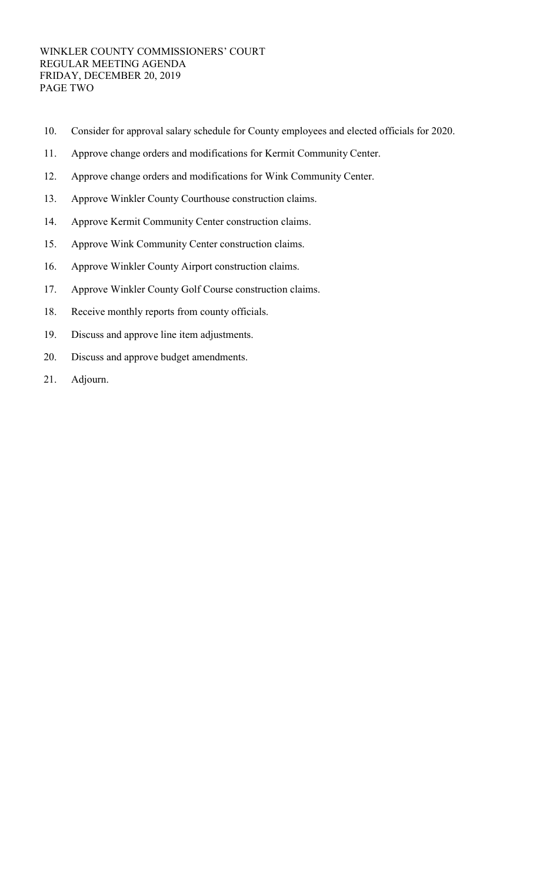10. Consider for approval salary schedule for County employees and elected officials for 2020.
11. Approve change orders and modifications for Kermit Community Center.
12. Approve change orders and modifications for Wink Community Center.
13. Approve Winkler County Courthouse construction claims.
14. Approve Kermit Community Center construction claims.
15. Approve Wink Community Center construction claims.
16. Approve Winkler County Airport construction claims.
17. Approve Winkler County Golf Course construction claims.
18. Receive monthly reports from county officials.
19. Discuss and approve line item adjustments.
20. Discuss and approve budget amendments.
21. Adjourn.